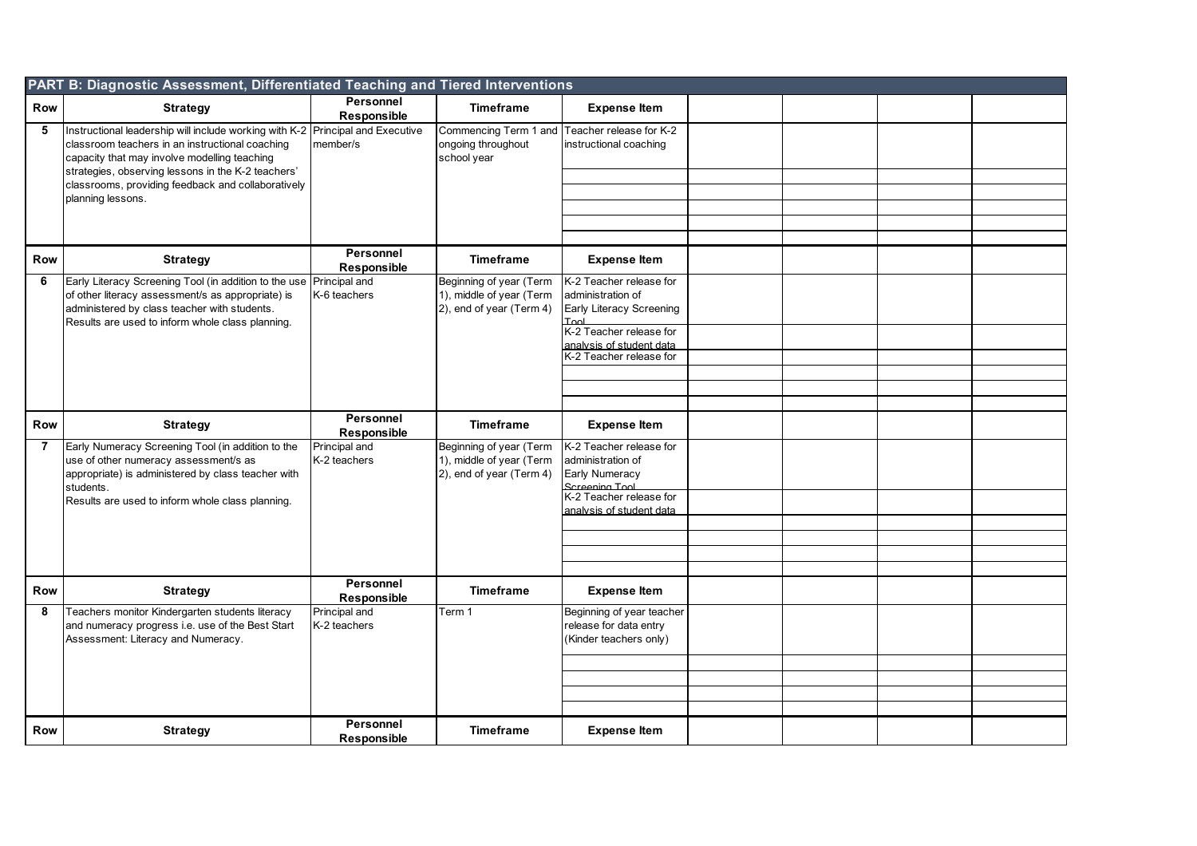## PART B: Diagnostic Assessment, Differentiated Teaching and Tiered Interventions

| Row | Strategy | Personnel Responsible | Timeframe | Expense Item | | | | |
|---|---|---|---|---|---|---|---|---|
| 5 | Instructional leadership will include working with K-2 classroom teachers in an instructional coaching capacity that may involve modelling teaching strategies, observing lessons in the K-2 teachers' classrooms, providing feedback and collaboratively planning lessons. | Principal and Executive member/s | Commencing Term 1 and ongoing throughout school year | Teacher release for K-2 instructional coaching | | | | |
| | | | | | | | | |
| | | | | | | | | |
| | | | | | | | | |
| | | | | | | | | |
| | | | | | | | | |
| **Row** | **Strategy** | **Personnel Responsible** | **Timeframe** | **Expense Item** | | | | |
| 6 | Early Literacy Screening Tool (in addition to the use of other literacy assessment/s as appropriate) is administered by class teacher with students. Results are used to inform whole class planning. | Principal and K-6 teachers | Beginning of year (Term 1), middle of year (Term 2), end of year (Term 4) | K-2 Teacher release for administration of Early Literacy Screening Tool | | | | |
| | | | | K-2 Teacher release for analysis of student data | | | | |
| | | | | K-2 Teacher release for | | | | |
| | | | | | | | | |
| | | | | | | | | |
| | | | | | | | | |
| **Row** | **Strategy** | **Personnel Responsible** | **Timeframe** | **Expense Item** | | | | |
| 7 | Early Numeracy Screening Tool (in addition to the use of other numeracy assessment/s as appropriate) is administered by class teacher with students. Results are used to inform whole class planning. | Principal and K-2 teachers | Beginning of year (Term 1), middle of year (Term 2), end of year (Term 4) | K-2 Teacher release for administration of Early Numeracy Screening Tool | | | | |
| | | | | K-2 Teacher release for analysis of student data | | | | |
| | | | | | | | | |
| | | | | | | | | |
| | | | | | | | | |
| | | | | | | | | |
| **Row** | **Strategy** | **Personnel Responsible** | **Timeframe** | **Expense Item** | | | | |
| 8 | Teachers monitor Kindergarten students literacy and numeracy progress i.e. use of the Best Start Assessment: Literacy and Numeracy. | Principal and K-2 teachers | Term 1 | Beginning of year teacher release for data entry (Kinder teachers only) | | | | |
| | | | | | | | | |
| | | | | | | | | |
| | | | | | | | | |
| | | | | | | | | |
| **Row** | **Strategy** | **Personnel Responsible** | **Timeframe** | **Expense Item** | | | | |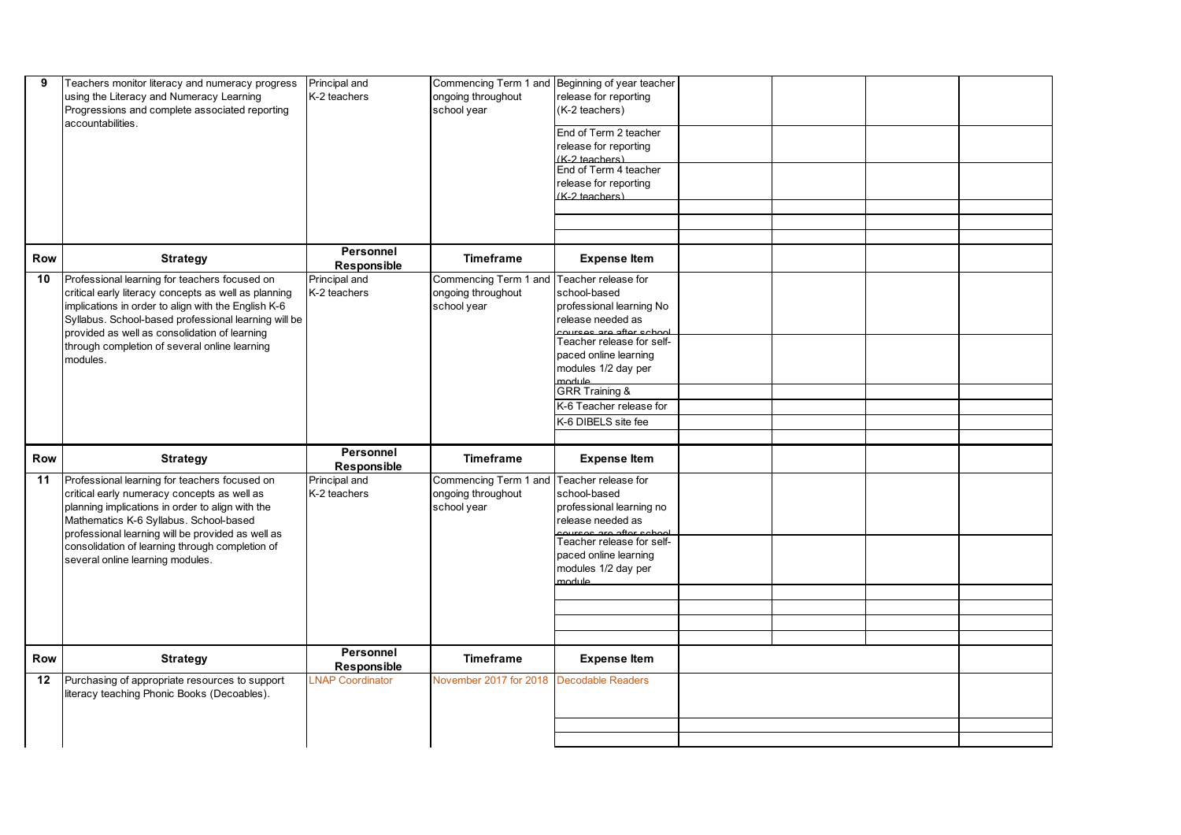| Row | Strategy | Personnel Responsible | Timeframe | Expense Item | | | | |
|---|---|---|---|---|---|---|---|---|
| 9 | Teachers monitor literacy and numeracy progress using the Literacy and Numeracy Learning Progressions and complete associated reporting accountabilities. | Principal and K-2 teachers | Commencing Term 1 and ongoing throughout school year | Beginning of year teacher release for reporting (K-2 teachers) | | | | |
| | | | | End of Term 2 teacher release for reporting (K-2 teachers) | | | | |
| | | | | End of Term 4 teacher release for reporting (K-2 teachers) | | | | |
| | | | | | | | | |
| | | | | | | | | |
| | | | | | | | | |
| **Row** | **Strategy** | **Personnel Responsible** | **Timeframe** | **Expense Item** | | | | |
| 10 | Professional learning for teachers focused on critical early literacy concepts as well as planning implications in order to align with the English K-6 Syllabus. School-based professional learning will be provided as well as consolidation of learning through completion of several online learning modules. | Principal and K-2 teachers | Commencing Term 1 and ongoing throughout school year | Teacher release for school-based professional learning No release needed as courses are after school | | | | |
| | | | | Teacher release for self-paced online learning modules 1/2 day per module | | | | |
| | | | | GRR Training & | | | | |
| | | | | K-6 Teacher release for | | | | |
| | | | | K-6 DIBELS site fee | | | | |
| | | | | | | | | |
| **Row** | **Strategy** | **Personnel Responsible** | **Timeframe** | **Expense Item** | | | | |
| 11 | Professional learning for teachers focused on critical early numeracy concepts as well as planning implications in order to align with the Mathematics K-6 Syllabus. School-based professional learning will be provided as well as consolidation of learning through completion of several online learning modules. | Principal and K-2 teachers | Commencing Term 1 and ongoing throughout school year | Teacher release for school-based professional learning no release needed as courses are after school | | | | |
| | | | | Teacher release for self-paced online learning modules 1/2 day per module | | | | |
| | | | | | | | | |
| | | | | | | | | |
| | | | | | | | | |
| | | | | | | | | |
| **Row** | **Strategy** | **Personnel Responsible** | **Timeframe** | **Expense Item** | | | | |
| 12 | Purchasing of appropriate resources to support literacy teaching Phonic Books (Decoables). | LNAP Coordinator | November 2017 for 2018 | Decodable Readers | | | | |
| | | | | | | | | |
| | | | | | | | | |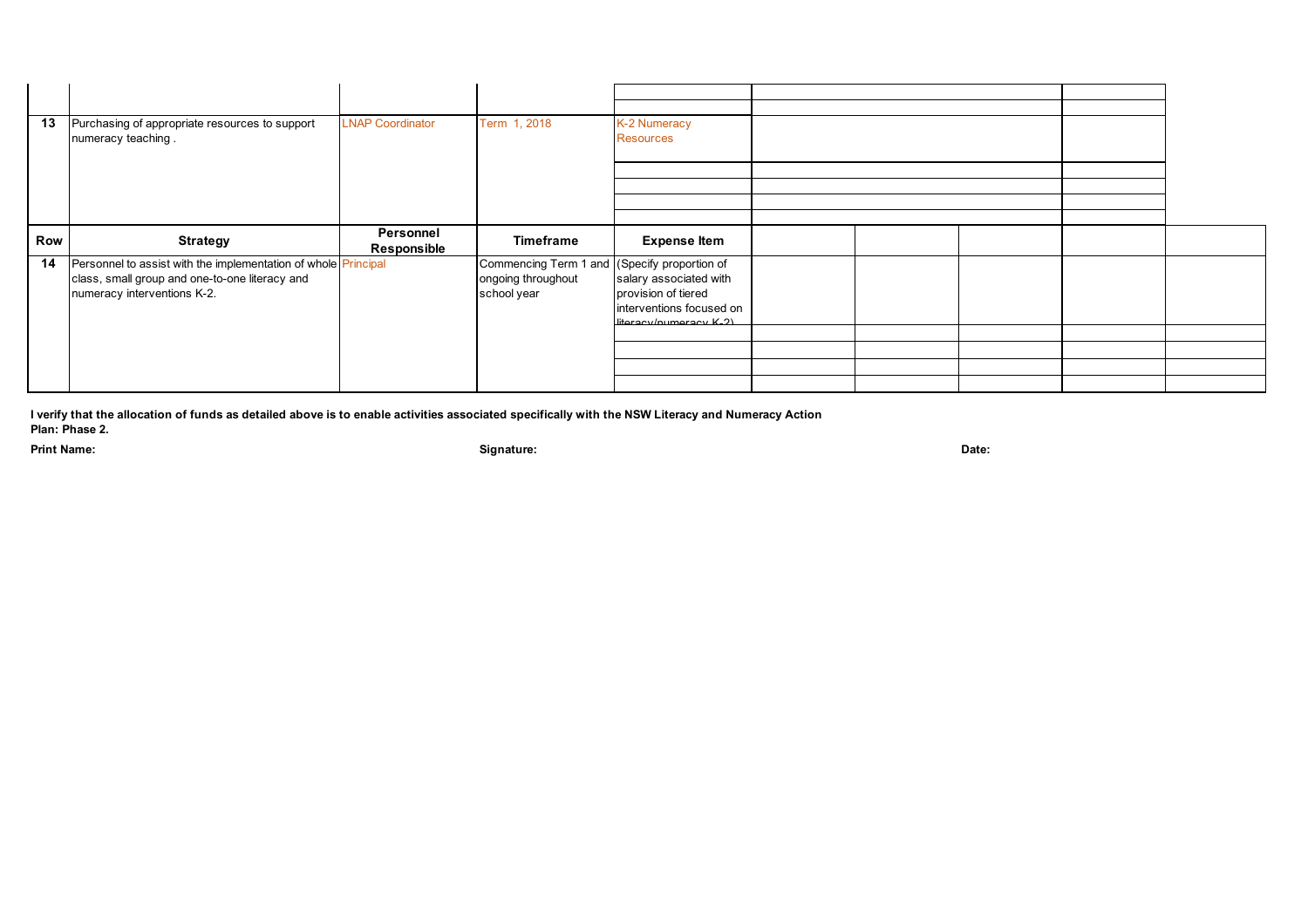| | | | | | | |
|---|---|---|---|---|---|---|
| | | | | | | |
| 13 | Purchasing of appropriate resources to support numeracy teaching . | LNAP Coordinator | Term 1, 2018 | K-2 Numeracy Resources | | |

| Row | Strategy | Personnel Responsible | Timeframe | Expense Item | | | | | |
|---|---|---|---|---|---|---|---|---|---|
| 14 | Personnel to assist with the implementation of whole class, small group and one-to-one literacy and numeracy interventions K-2. | Principal | Commencing Term 1 and ongoing throughout school year | (Specify proportion of salary associated with provision of tiered interventions focused on literacy/numeracy K-2) | | | | | |

**I verify that the allocation of funds as detailed above is to enable activities associated specifically with the NSW Literacy and Numeracy Action Plan: Phase 2.**

**Print Name:** **Signature:** **Date:**